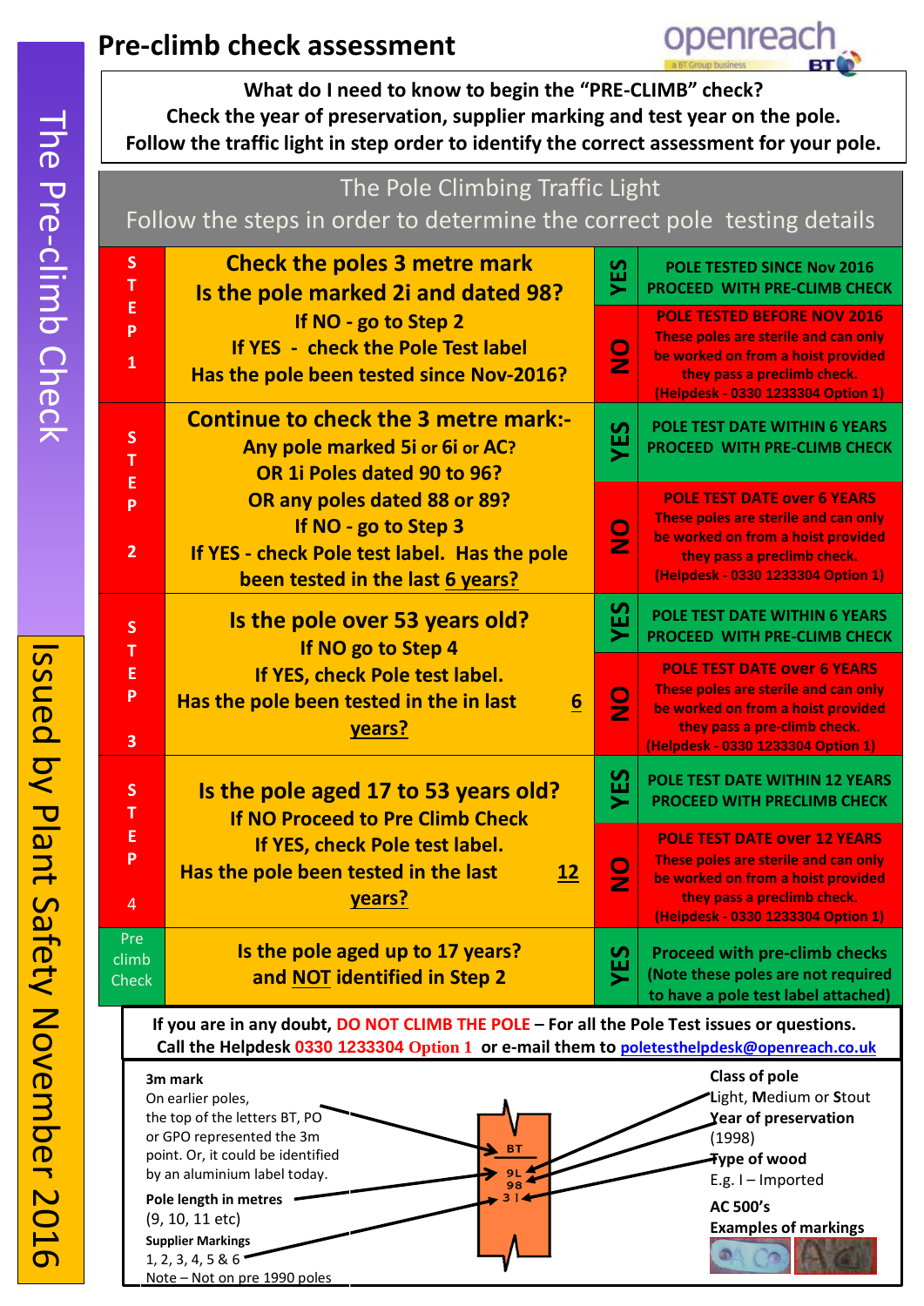# Pre-climb check assessment

The Pre-climb Check

Issued by Plant Safety November 2016

**What do I need to know to begin the "PRE-CLIMB" check?**
**Check the year of preservation, supplier marking and test year on the pole.**
**Follow the traffic light in step order to identify the correct assessment for your pole.**

## The Pole Climbing Traffic Light

Follow the steps in order to determine the correct pole testing details

| Step | Check | | Result |
|---|---|---|---|
| STEP 1 | **Check the poles 3 metre mark**<br>**Is the pole marked 2i and dated 98?**<br>**If NO - go to Step 2**<br>**If YES - check the Pole Test label**<br>**Has the pole been tested since Nov-2016?** | YES | **POLE TESTED SINCE Nov 2016 PROCEED WITH PRE-CLIMB CHECK** |
| | | NO | **POLE TESTED BEFORE NOV 2016** These poles are sterile and can only be worked on from a hoist provided they pass a preclimb check. (Helpdesk - 0330 1233304 Option 1) |
| STEP 2 | **Continue to check the 3 metre mark:-**<br>**Any pole marked 5i or 6i or AC?**<br>**OR 1i Poles dated 90 to 96?**<br>**OR any poles dated 88 or 89?**<br>**If NO - go to Step 3**<br>**If YES - check Pole test label. Has the pole been tested in the last 6 years?** | YES | **POLE TEST DATE WITHIN 6 YEARS PROCEED WITH PRE-CLIMB CHECK** |
| | | NO | **POLE TEST DATE over 6 YEARS** These poles are sterile and can only be worked on from a hoist provided they pass a preclimb check. (Helpdesk - 0330 1233304 Option 1) |
| STEP 3 | **Is the pole over 53 years old?**<br>**If NO go to Step 4**<br>**If YES, check Pole test label.**<br>**Has the pole been tested in the in last 6 years?** | YES | **POLE TEST DATE WITHIN 6 YEARS PROCEED WITH PRE-CLIMB CHECK** |
| | | NO | **POLE TEST DATE over 6 YEARS** These poles are sterile and can only be worked on from a hoist provided they pass a pre-climb check. (Helpdesk - 0330 1233304 Option 1) |
| STEP 4 | **Is the pole aged 17 to 53 years old?**<br>**If NO Proceed to Pre Climb Check**<br>**If YES, check Pole test label.**<br>**Has the pole been tested in the last 12 years?** | YES | **POLE TEST DATE WITHIN 12 YEARS PROCEED WITH PRECLIMB CHECK** |
| | | NO | **POLE TEST DATE over 12 YEARS** These poles are sterile and can only be worked on from a hoist provided they pass a preclimb check. (Helpdesk - 0330 1233304 Option 1) |
| Pre climb Check | **Is the pole aged up to 17 years?**<br>**and NOT identified in Step 2** | YES | **Proceed with pre-climb checks (Note these poles are not required to have a pole test label attached)** |

**If you are in any doubt, DO NOT CLIMB THE POLE – For all the Pole Test issues or questions.**
**Call the Helpdesk 0330 1233304 Option 1 or e-mail them to poletesthelpdesk@openreach.co.uk**

**3m mark**
On earlier poles, the top of the letters BT, PO or GPO represented the 3m point. Or, it could be identified by an aluminium label today.

**Pole length in metres**
(9, 10, 11 etc)

**Supplier Markings**
1, 2, 3, 4, 5 & 6
Note – Not on pre 1990 poles

BT
9L
98
3 I

**Class of pole**
**L**ight, **M**edium or **S**tout

**Year of preservation**
(1998)

**Type of wood**
E.g. I – Imported

**AC 500's**
**Examples of markings**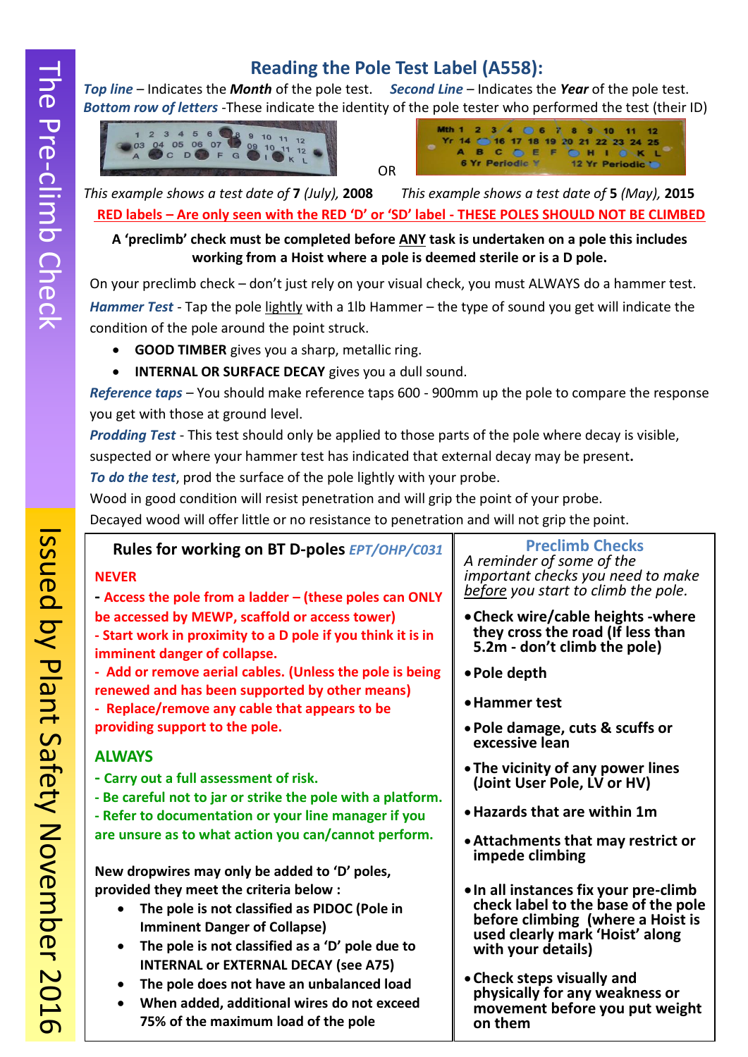The Pre-climb Check

## Reading the Pole Test Label (A558):

***Top line*** – Indicates the ***Month*** of the pole test. ***Second Line*** – Indicates the ***Year*** of the pole test.
***Bottom row of letters*** -These indicate the identity of the pole tester who performed the test (their ID)

OR

*This example shows a test date of* **7** *(July),* **2008** *This example shows a test date of* **5** *(May),* **2015**

**RED labels – Are only seen with the RED 'D' or 'SD' label - THESE POLES SHOULD NOT BE CLIMBED**

**A 'preclimb' check must be completed before ANY task is undertaken on a pole this includes working from a Hoist where a pole is deemed sterile or is a D pole.**

On your preclimb check – don't just rely on your visual check, you must ALWAYS do a hammer test.

***Hammer Test*** - Tap the pole lightly with a 1lb Hammer – the type of sound you get will indicate the condition of the pole around the point struck.

- **GOOD TIMBER** gives you a sharp, metallic ring.
- **INTERNAL OR SURFACE DECAY** gives you a dull sound.

***Reference taps*** – You should make reference taps 600 - 900mm up the pole to compare the response you get with those at ground level.

***Prodding Test*** - This test should only be applied to those parts of the pole where decay is visible, suspected or where your hammer test has indicated that external decay may be present**.**

***To do the test***, prod the surface of the pole lightly with your probe.

Wood in good condition will resist penetration and will grip the point of your probe.

Decayed wood will offer little or no resistance to penetration and will not grip the point.

### Rules for working on BT D-poles *EPT/OHP/C031*

**NEVER**

**- Access the pole from a ladder – (these poles can ONLY be accessed by MEWP, scaffold or access tower)**
**- Start work in proximity to a D pole if you think it is in imminent danger of collapse.**
**- Add or remove aerial cables. (Unless the pole is being renewed and has been supported by other means)**
**- Replace/remove any cable that appears to be providing support to the pole.**

**ALWAYS**

**- Carry out a full assessment of risk.**
**- Be careful not to jar or strike the pole with a platform.**
**- Refer to documentation or your line manager if you are unsure as to what action you can/cannot perform.**

**New dropwires may only be added to 'D' poles, provided they meet the criteria below :**

- **The pole is not classified as PIDOC (Pole in Imminent Danger of Collapse)**
- **The pole is not classified as a 'D' pole due to INTERNAL or EXTERNAL DECAY (see A75)**
- **The pole does not have an unbalanced load**
- **When added, additional wires do not exceed 75% of the maximum load of the pole**

### Preclimb Checks

*A reminder of some of the important checks you need to make before you start to climb the pole.*

- **Check wire/cable heights -where they cross the road (If less than 5.2m - don't climb the pole)**
- **Pole depth**
- **Hammer test**
- **Pole damage, cuts & scuffs or excessive lean**
- **The vicinity of any power lines (Joint User Pole, LV or HV)**
- **Hazards that are within 1m**
- **Attachments that may restrict or impede climbing**
- **In all instances fix your pre-climb check label to the base of the pole before climbing (where a Hoist is used clearly mark 'Hoist' along with your details)**
- **Check steps visually and physically for any weakness or movement before you put weight on them**

Issued by Plant Safety November 2016